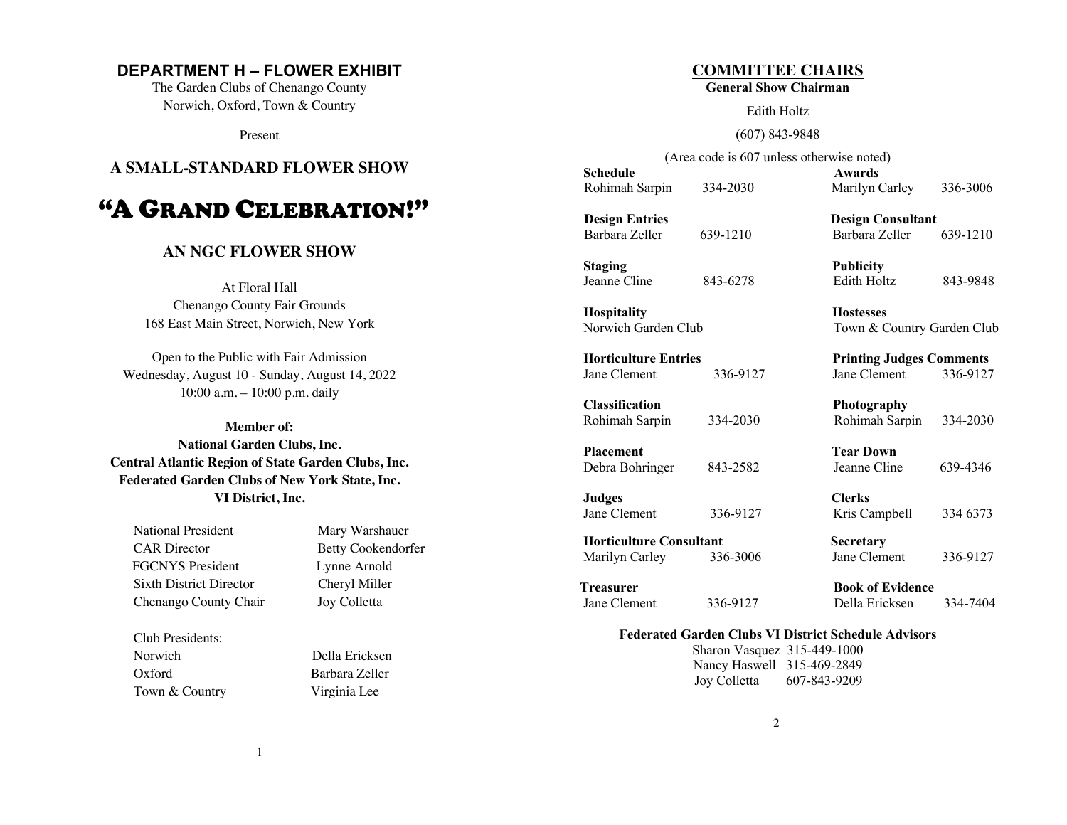## DEPARTMENT H – FLOWER EXHIBIT

The Garden Clubs of Chenango County
Norwich, Oxford, Town & Country

Present

### A SMALL-STANDARD FLOWER SHOW

# "A GRAND CELEBRATION!"

### AN NGC FLOWER SHOW

At Floral Hall
Chenango County Fair Grounds
168 East Main Street, Norwich, New York

Open to the Public with Fair Admission
Wednesday, August 10 - Sunday, August 14, 2022
10:00 a.m. – 10:00 p.m. daily

**Member of:**
**National Garden Clubs, Inc.**
**Central Atlantic Region of State Garden Clubs, Inc.**
**Federated Garden Clubs of New York State, Inc.**
**VI District, Inc.**

| | |
|---|---|
| National President | Mary Warshauer |
| CAR Director | Betty Cookendorfer |
| FGCNYS President | Lynne Arnold |
| Sixth District Director | Cheryl Miller |
| Chenango County Chair | Joy Colletta |

Club Presidents:

| | |
|---|---|
| Norwich | Della Ericksen |
| Oxford | Barbara Zeller |
| Town & Country | Virginia Lee |

## COMMITTEE CHAIRS

**General Show Chairman**

Edith Holtz

(607) 843-9848

(Area code is 607 unless otherwise noted)

| | | | |
|---|---|---|---|
| **Schedule** | | **Awards** | |
| Rohimah Sarpin | 334-2030 | Marilyn Carley | 336-3006 |
| **Design Entries** | | **Design Consultant** | |
| Barbara Zeller | 639-1210 | Barbara Zeller | 639-1210 |
| **Staging** | | **Publicity** | |
| Jeanne Cline | 843-6278 | Edith Holtz | 843-9848 |
| **Hospitality** | | **Hostesses** | |
| Norwich Garden Club | | Town & Country Garden Club | |
| **Horticulture Entries** | | **Printing Judges Comments** | |
| Jane Clement | 336-9127 | Jane Clement | 336-9127 |
| **Classification** | | **Photography** | |
| Rohimah Sarpin | 334-2030 | Rohimah Sarpin | 334-2030 |
| **Placement** | | **Tear Down** | |
| Debra Bohringer | 843-2582 | Jeanne Cline | 639-4346 |
| **Judges** | | **Clerks** | |
| Jane Clement | 336-9127 | Kris Campbell | 334 6373 |
| **Horticulture Consultant** | | **Secretary** | |
| Marilyn Carley | 336-3006 | Jane Clement | 336-9127 |
| **Treasurer** | | **Book of Evidence** | |
| Jane Clement | 336-9127 | Della Ericksen | 334-7404 |

**Federated Garden Clubs VI District Schedule Advisors**

| | |
|---|---|
| Sharon Vasquez | 315-449-1000 |
| Nancy Haswell | 315-469-2849 |
| Joy Colletta | 607-843-9209 |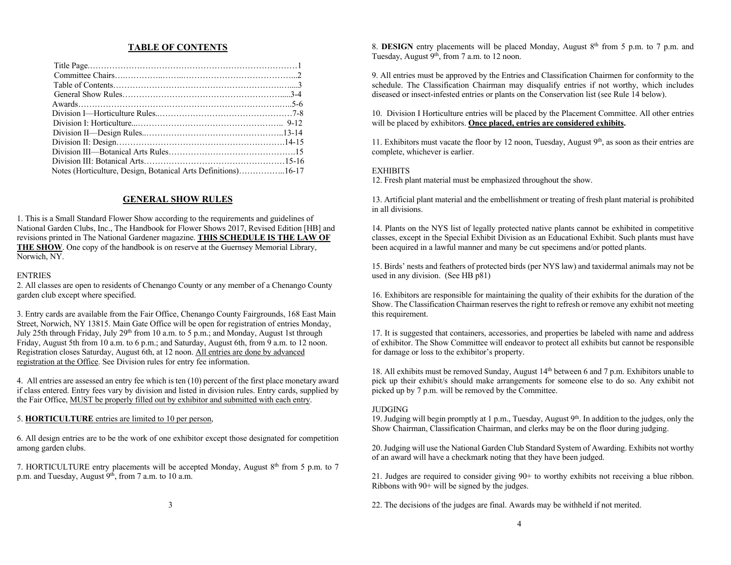## TABLE OF CONTENTS

| | |
|---|---|
| Title Page | 1 |
| Committee Chairs | 2 |
| Table of Contents | 3 |
| General Show Rules | 3-4 |
| Awards | 5-6 |
| Division I—Horticulture Rules | 7-8 |
| Division I: Horticulture | 9-12 |
| Division II—Design Rules | 13-14 |
| Division II: Design | 14-15 |
| Division III—Botanical Arts Rules | 15 |
| Division III: Botanical Arts | 15-16 |
| Notes (Horticulture, Design, Botanical Arts Definitions) | 16-17 |

## GENERAL SHOW RULES

1. This is a Small Standard Flower Show according to the requirements and guidelines of National Garden Clubs, Inc., The Handbook for Flower Shows 2017, Revised Edition [HB] and revisions printed in The National Gardener magazine. **THIS SCHEDULE IS THE LAW OF THE SHOW**. One copy of the handbook is on reserve at the Guernsey Memorial Library, Norwich, NY.

ENTRIES

2. All classes are open to residents of Chenango County or any member of a Chenango County garden club except where specified.

3. Entry cards are available from the Fair Office, Chenango County Fairgrounds, 168 East Main Street, Norwich, NY 13815. Main Gate Office will be open for registration of entries Monday, July 25th through Friday, July 29th from 10 a.m. to 5 p.m.; and Monday, August 1st through Friday, August 5th from 10 a.m. to 6 p.m.; and Saturday, August 6th, from 9 a.m. to 12 noon. Registration closes Saturday, August 6th, at 12 noon. All entries are done by advanced registration at the Office. See Division rules for entry fee information.

4. All entries are assessed an entry fee which is ten (10) percent of the first place monetary award if class entered. Entry fees vary by division and listed in division rules. Entry cards, supplied by the Fair Office, MUST be properly filled out by exhibitor and submitted with each entry.

5. **HORTICULTURE** entries are limited to 10 per person,

6. All design entries are to be the work of one exhibitor except those designated for competition among garden clubs.

7. HORTICULTURE entry placements will be accepted Monday, August 8th from 5 p.m. to 7 p.m. and Tuesday, August 9th, from 7 a.m. to 10 a.m.

8. **DESIGN** entry placements will be placed Monday, August 8th from 5 p.m. to 7 p.m. and Tuesday, August 9th, from 7 a.m. to 12 noon.

9. All entries must be approved by the Entries and Classification Chairmen for conformity to the schedule. The Classification Chairman may disqualify entries if not worthy, which includes diseased or insect-infested entries or plants on the Conservation list (see Rule 14 below).

10. Division I Horticulture entries will be placed by the Placement Committee. All other entries will be placed by exhibitors. **Once placed, entries are considered exhibits.**

11. Exhibitors must vacate the floor by 12 noon, Tuesday, August 9th, as soon as their entries are complete, whichever is earlier.

EXHIBITS

12. Fresh plant material must be emphasized throughout the show.

13. Artificial plant material and the embellishment or treating of fresh plant material is prohibited in all divisions.

14. Plants on the NYS list of legally protected native plants cannot be exhibited in competitive classes, except in the Special Exhibit Division as an Educational Exhibit. Such plants must have been acquired in a lawful manner and many be cut specimens and/or potted plants.

15. Birds' nests and feathers of protected birds (per NYS law) and taxidermal animals may not be used in any division. (See HB p81)

16. Exhibitors are responsible for maintaining the quality of their exhibits for the duration of the Show. The Classification Chairman reserves the right to refresh or remove any exhibit not meeting this requirement.

17. It is suggested that containers, accessories, and properties be labeled with name and address of exhibitor. The Show Committee will endeavor to protect all exhibits but cannot be responsible for damage or loss to the exhibitor's property.

18. All exhibits must be removed Sunday, August 14th between 6 and 7 p.m. Exhibitors unable to pick up their exhibit/s should make arrangements for someone else to do so. Any exhibit not picked up by 7 p.m. will be removed by the Committee.

JUDGING

19. Judging will begin promptly at 1 p.m., Tuesday, August 9th. In addition to the judges, only the Show Chairman, Classification Chairman, and clerks may be on the floor during judging.

20. Judging will use the National Garden Club Standard System of Awarding. Exhibits not worthy of an award will have a checkmark noting that they have been judged.

21. Judges are required to consider giving 90+ to worthy exhibits not receiving a blue ribbon. Ribbons with 90+ will be signed by the judges.

22. The decisions of the judges are final. Awards may be withheld if not merited.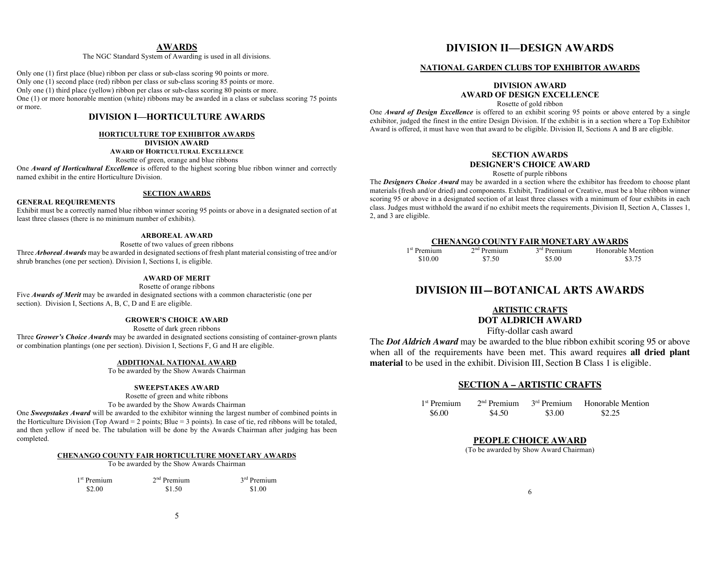## AWARDS

The NGC Standard System of Awarding is used in all divisions.

Only one (1) first place (blue) ribbon per class or sub-class scoring 90 points or more.
Only one (1) second place (red) ribbon per class or sub-class scoring 85 points or more.
Only one (1) third place (yellow) ribbon per class or sub-class scoring 80 points or more.
One (1) or more honorable mention (white) ribbons may be awarded in a class or subclass scoring 75 points or more.

## DIVISION I—HORTICULTURE AWARDS

### HORTICULTURE TOP EXHIBITOR AWARDS

**DIVISION AWARD**

**AWARD OF HORTICULTURAL EXCELLENCE**

Rosette of green, orange and blue ribbons

One ***Award of Horticultural Excellence*** is offered to the highest scoring blue ribbon winner and correctly named exhibit in the entire Horticulture Division.

### SECTION AWARDS

**GENERAL REQUIREMENTS**

Exhibit must be a correctly named blue ribbon winner scoring 95 points or above in a designated section of at least three classes (there is no minimum number of exhibits).

**ARBOREAL AWARD**

Rosette of two values of green ribbons

Three ***Arboreal Awards*** may be awarded in designated sections of fresh plant material consisting of tree and/or shrub branches (one per section). Division I, Sections I, is eligible.

**AWARD OF MERIT**

Rosette of orange ribbons

Five ***Awards of Merit*** may be awarded in designated sections with a common characteristic (one per section). Division I, Sections A, B, C, D and E are eligible.

**GROWER'S CHOICE AWARD**

Rosette of dark green ribbons

Three ***Grower's Choice Awards*** may be awarded in designated sections consisting of container-grown plants or combination plantings (one per section). Division I, Sections F, G and H are eligible.

**ADDITIONAL NATIONAL AWARD**

To be awarded by the Show Awards Chairman

**SWEEPSTAKES AWARD**

Rosette of green and white ribbons

To be awarded by the Show Awards Chairman

One ***Sweepstakes Award*** will be awarded to the exhibitor winning the largest number of combined points in the Horticulture Division (Top Award = 2 points; Blue = 3 points). In case of tie, red ribbons will be totaled, and then yellow if need be. The tabulation will be done by the Awards Chairman after judging has been completed.

**CHENANGO COUNTY FAIR HORTICULTURE MONETARY AWARDS**

To be awarded by the Show Awards Chairman

| 1st Premium | 2nd Premium | 3rd Premium |
|---|---|---|
| $2.00 | $1.50 | $1.00 |

## DIVISION II—DESIGN AWARDS

### NATIONAL GARDEN CLUBS TOP EXHIBITOR AWARDS

**DIVISION AWARD**

**AWARD OF DESIGN EXCELLENCE**

Rosette of gold ribbon

One ***Award of Design Excellence*** is offered to an exhibit scoring 95 points or above entered by a single exhibitor, judged the finest in the entire Design Division. If the exhibit is in a section where a Top Exhibitor Award is offered, it must have won that award to be eligible. Division II, Sections A and B are eligible.

**SECTION AWARDS**

**DESIGNER'S CHOICE AWARD**

Rosette of purple ribbons

The ***Designers Choice Award*** may be awarded in a section where the exhibitor has freedom to choose plant materials (fresh and/or dried) and components. Exhibit, Traditional or Creative, must be a blue ribbon winner scoring 95 or above in a designated section of at least three classes with a minimum of four exhibits in each class. Judges must withhold the award if no exhibit meets the requirements. Division II, Section A, Classes 1, 2, and 3 are eligible.

**CHENANGO COUNTY FAIR MONETARY AWARDS**

| 1st Premium | 2nd Premium | 3rd Premium | Honorable Mention |
|---|---|---|---|
| $10.00 | $7.50 | $5.00 | $3.75 |

## DIVISION III—BOTANICAL ARTS AWARDS

### ARTISTIC CRAFTS

**DOT ALDRICH AWARD**

Fifty-dollar cash award

The ***Dot Aldrich Award*** may be awarded to the blue ribbon exhibit scoring 95 or above when all of the requirements have been met. This award requires **all dried plant material** to be used in the exhibit. Division III, Section B Class 1 is eligible.

### SECTION A – ARTISTIC CRAFTS

| 1st Premium | 2nd Premium | 3rd Premium | Honorable Mention |
|---|---|---|---|
| $6.00 | $4.50 | $3.00 | $2.25 |

### PEOPLE CHOICE AWARD

(To be awarded by Show Award Chairman)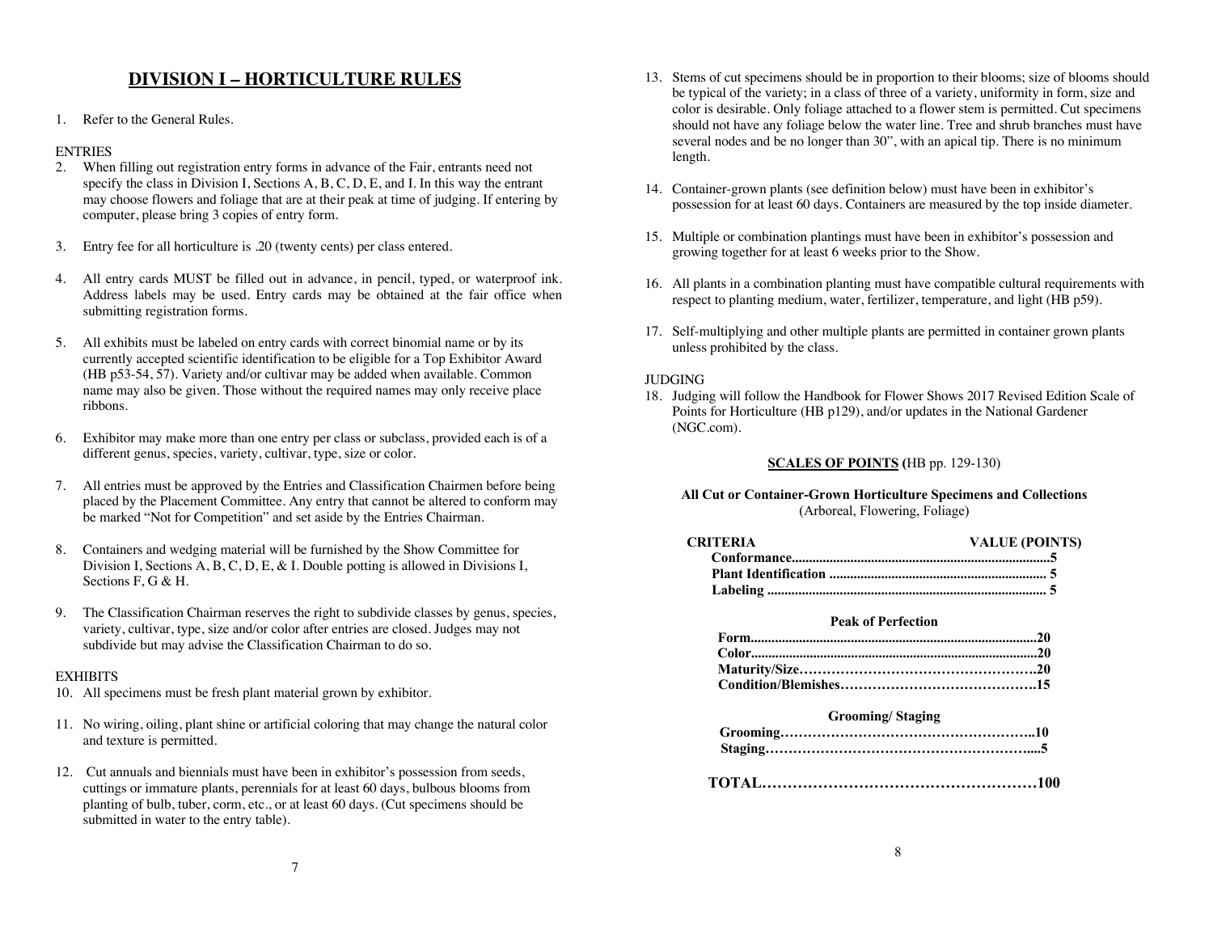# DIVISION I – HORTICULTURE RULES

1. Refer to the General Rules.

ENTRIES

2. When filling out registration entry forms in advance of the Fair, entrants need not specify the class in Division I, Sections A, B, C, D, E, and I. In this way the entrant may choose flowers and foliage that are at their peak at time of judging. If entering by computer, please bring 3 copies of entry form.

3. Entry fee for all horticulture is .20 (twenty cents) per class entered.

4. All entry cards MUST be filled out in advance, in pencil, typed, or waterproof ink. Address labels may be used. Entry cards may be obtained at the fair office when submitting registration forms.

5. All exhibits must be labeled on entry cards with correct binomial name or by its currently accepted scientific identification to be eligible for a Top Exhibitor Award (HB p53-54, 57). Variety and/or cultivar may be added when available. Common name may also be given. Those without the required names may only receive place ribbons.

6. Exhibitor may make more than one entry per class or subclass, provided each is of a different genus, species, variety, cultivar, type, size or color.

7. All entries must be approved by the Entries and Classification Chairmen before being placed by the Placement Committee. Any entry that cannot be altered to conform may be marked "Not for Competition" and set aside by the Entries Chairman.

8. Containers and wedging material will be furnished by the Show Committee for Division I, Sections A, B, C, D, E, & I. Double potting is allowed in Divisions I, Sections F, G & H.

9. The Classification Chairman reserves the right to subdivide classes by genus, species, variety, cultivar, type, size and/or color after entries are closed. Judges may not subdivide but may advise the Classification Chairman to do so.

EXHIBITS

10. All specimens must be fresh plant material grown by exhibitor.

11. No wiring, oiling, plant shine or artificial coloring that may change the natural color and texture is permitted.

12. Cut annuals and biennials must have been in exhibitor's possession from seeds, cuttings or immature plants, perennials for at least 60 days, bulbous blooms from planting of bulb, tuber, corm, etc., or at least 60 days. (Cut specimens should be submitted in water to the entry table).

13. Stems of cut specimens should be in proportion to their blooms; size of blooms should be typical of the variety; in a class of three of a variety, uniformity in form, size and color is desirable. Only foliage attached to a flower stem is permitted. Cut specimens should not have any foliage below the water line. Tree and shrub branches must have several nodes and be no longer than 30", with an apical tip. There is no minimum length.

14. Container-grown plants (see definition below) must have been in exhibitor's possession for at least 60 days. Containers are measured by the top inside diameter.

15. Multiple or combination plantings must have been in exhibitor's possession and growing together for at least 6 weeks prior to the Show.

16. All plants in a combination planting must have compatible cultural requirements with respect to planting medium, water, fertilizer, temperature, and light (HB p59).

17. Self-multiplying and other multiple plants are permitted in container grown plants unless prohibited by the class.

JUDGING

18. Judging will follow the Handbook for Flower Shows 2017 Revised Edition Scale of Points for Horticulture (HB p129), and/or updates in the National Gardener (NGC.com).

**SCALES OF POINTS** (HB pp. 129-130)

**All Cut or Container-Grown Horticulture Specimens and Collections**
(Arboreal, Flowering, Foliage)

| CRITERIA | VALUE (POINTS) |
|---|---|
| **Conformance** | **5** |
| **Plant Identification** | **5** |
| **Labeling** | **5** |
| **Peak of Perfection** | |
| **Form** | **20** |
| **Color** | **20** |
| **Maturity/Size** | **20** |
| **Condition/Blemishes** | **15** |
| **Grooming/ Staging** | |
| **Grooming** | **10** |
| **Staging** | **5** |
| **TOTAL** | **100** |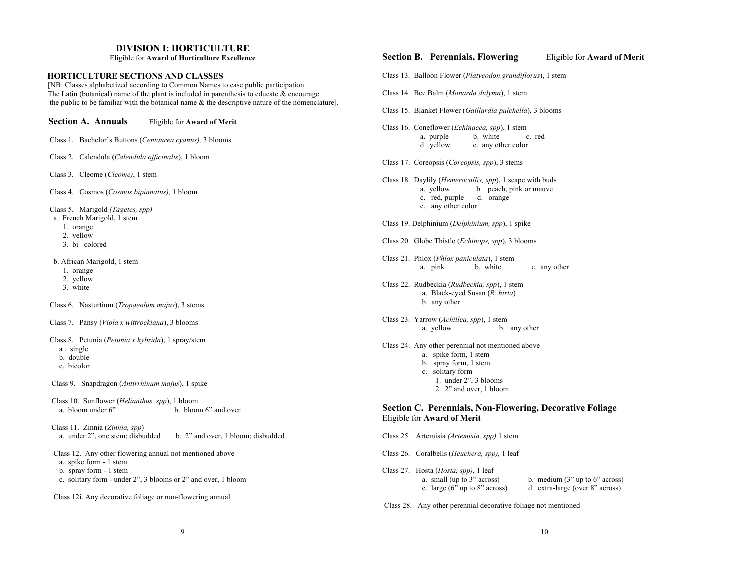# DIVISION I: HORTICULTURE

Eligible for **Award of Horticulture Excellence**

## HORTICULTURE SECTIONS AND CLASSES

[NB: Classes alphabetized according to Common Names to ease public participation. The Latin (botanical) name of the plant is included in parenthesis to educate & encourage the public to be familiar with the botanical name & the descriptive nature of the nomenclature].

### Section A. Annuals

Eligible for **Award of Merit**

Class 1. Bachelor's Buttons (*Centaurea cyanus),* 3 blooms

Class 2. Calendula **(***Calendula officinalis*), 1 bloom

Class 3. Cleome (*Cleome)*, 1 stem

Class 4. Cosmos (*Cosmos bipinnatus),* 1 bloom

Class 5. Marigold *(Tagetes, spp)*

- a. French Marigold, 1 stem
  1. orange
  2. yellow
  3. bi –colored
- b. African Marigold, 1 stem
  1. orange
  2. yellow
  3. white

Class 6. Nasturtium (*Tropaeolum majus*), 3 stems

Class 7. Pansy (*Viola x wittrockiana*), 3 blooms

Class 8. Petunia (*Petunia x hybrida*), 1 spray/stem

- a . single
- b. double
- c. bicolor

Class 9. Snapdragon (*Antirrhinum majus*), 1 spike

Class 10. Sunflower (*Helianthus, spp*), 1 bloom

- a. bloom under 6"
- b. bloom 6" and over

Class 11. Zinnia (*Zinnia, spp*)

- a. under 2", one stem; disbudded
- b. 2" and over, 1 bloom; disbudded

Class 12. Any other flowering annual not mentioned above

- a. spike form - 1 stem
- b. spray form - 1 stem
- c. solitary form - under 2", 3 blooms or 2" and over, 1 bloom

Class 12i. Any decorative foliage or non-flowering annual

### Section B. Perennials, Flowering

Eligible for **Award of Merit**

Class 13. Balloon Flower (*Platycodon grandiflorus*), 1 stem

Class 14. Bee Balm (*Monarda didyma*), 1 stem

Class 15. Blanket Flower (*Gaillardia pulchella*), 3 blooms

Class 16. Coneflower (*Echinacea, spp*), 1 stem

- a. purple
- b. white
- c. red
- d. yellow
- e. any other color

Class 17. Coreopsis (*Coreopsis, spp*), 3 stems

Class 18. Daylily (*Hemerocallis, spp*), 1 scape with buds

- a. yellow
- b. peach, pink or mauve
- c. red, purple
- d. orange
- e. any other color

Class 19. Delphinium (*Delphinium, spp*), 1 spike

Class 20. Globe Thistle (*Echinops, spp*), 3 blooms

Class 21. Phlox (*Phlox paniculata*), 1 stem

- a. pink
- b. white
- c. any other

Class 22. Rudbeckia (*Rudbeckia, spp*), 1 stem

- a. Black-eyed Susan (*R. hirta*)
- b. any other

Class 23. Yarrow (*Achillea, spp*), 1 stem

- a. yellow
- b. any other

Class 24. Any other perennial not mentioned above

- a. spike form, 1 stem
- b. spray form, 1 stem
- c. solitary form
  1. under 2", 3 blooms
  2. 2" and over, 1 bloom

### Section C. Perennials, Non-Flowering, Decorative Foliage

Eligible for **Award of Merit**

Class 25. Artemisia *(Artemisia, spp)* 1 stem

Class 26. Coralbells (*Heuchera, spp),* 1 leaf

Class 27. Hosta (*Hosta, spp)*, 1 leaf

- a. small (up to 3" across)
- b. medium (3" up to 6" across)
- c. large (6" up to 8" across)
- d. extra-large (over 8" across)

Class 28. Any other perennial decorative foliage not mentioned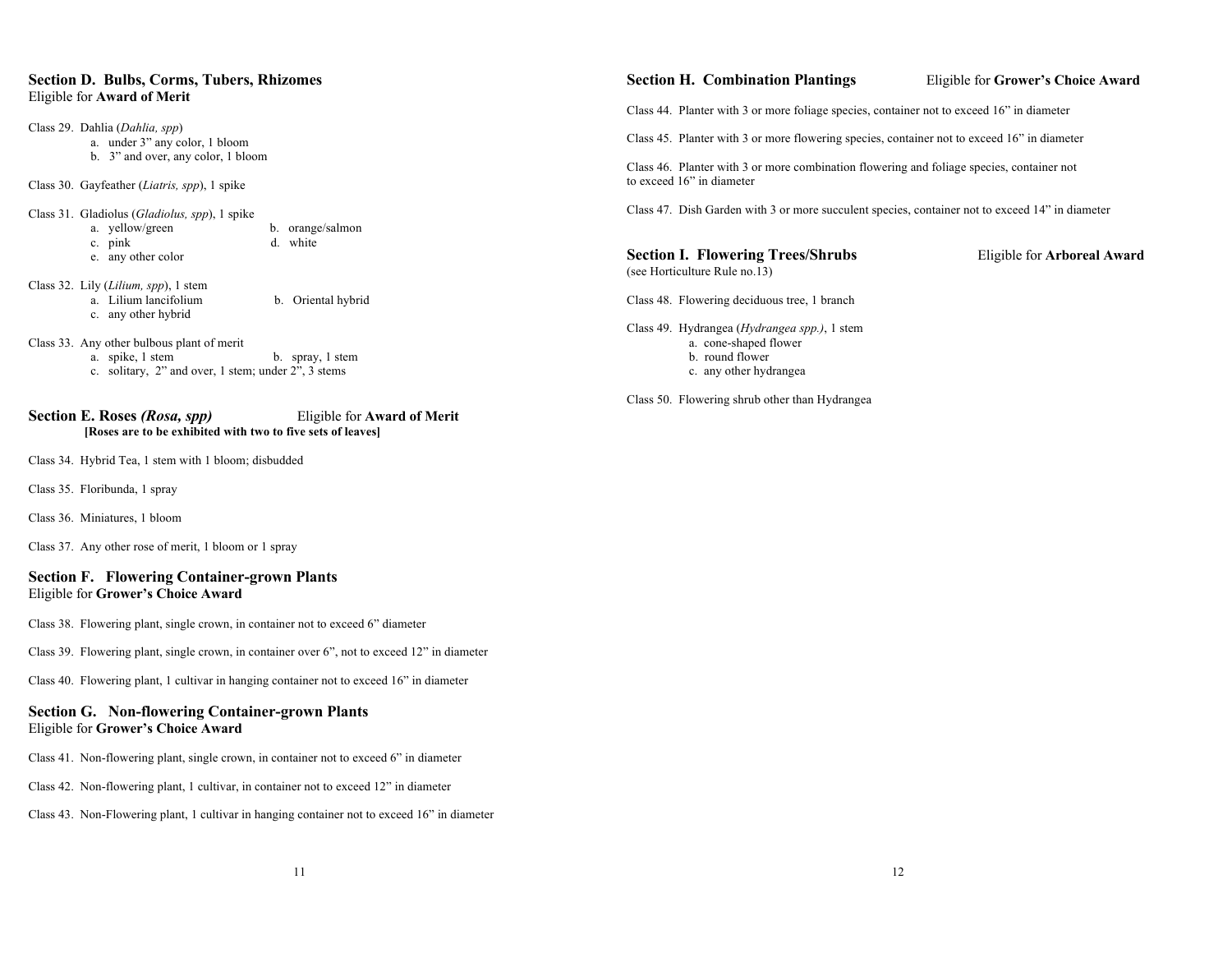## Section D. Bulbs, Corms, Tubers, Rhizomes

Eligible for **Award of Merit**

Class 29. Dahlia (*Dahlia, spp*)
- a. under 3" any color, 1 bloom
- b. 3" and over, any color, 1 bloom

Class 30. Gayfeather (*Liatris, spp*), 1 spike

Class 31. Gladiolus (*Gladiolus, spp*), 1 spike
- a. yellow/green
- b. orange/salmon
- c. pink
- d. white
- e. any other color

Class 32. Lily (*Lilium, spp*), 1 stem
- a. Lilium lancifolium
- b. Oriental hybrid
- c. any other hybrid

Class 33. Any other bulbous plant of merit
- a. spike, 1 stem
- b. spray, 1 stem
- c. solitary, 2" and over, 1 stem; under 2", 3 stems

## Section E. Roses *(Rosa, spp)* Eligible for **Award of Merit**

**[Roses are to be exhibited with two to five sets of leaves]**

Class 34. Hybrid Tea, 1 stem with 1 bloom; disbudded

Class 35. Floribunda, 1 spray

Class 36. Miniatures, 1 bloom

Class 37. Any other rose of merit, 1 bloom or 1 spray

## Section F. Flowering Container-grown Plants

Eligible for **Grower's Choice Award**

Class 38. Flowering plant, single crown, in container not to exceed 6" diameter

Class 39. Flowering plant, single crown, in container over 6", not to exceed 12" in diameter

Class 40. Flowering plant, 1 cultivar in hanging container not to exceed 16" in diameter

## Section G. Non-flowering Container-grown Plants

Eligible for **Grower's Choice Award**

Class 41. Non-flowering plant, single crown, in container not to exceed 6" in diameter

Class 42. Non-flowering plant, 1 cultivar, in container not to exceed 12" in diameter

Class 43. Non-Flowering plant, 1 cultivar in hanging container not to exceed 16" in diameter

## Section H. Combination Plantings Eligible for **Grower's Choice Award**

Class 44. Planter with 3 or more foliage species, container not to exceed 16" in diameter

Class 45. Planter with 3 or more flowering species, container not to exceed 16" in diameter

Class 46. Planter with 3 or more combination flowering and foliage species, container not to exceed 16" in diameter

Class 47. Dish Garden with 3 or more succulent species, container not to exceed 14" in diameter

## Section I. Flowering Trees/Shrubs Eligible for **Arboreal Award**

(see Horticulture Rule no.13)

Class 48. Flowering deciduous tree, 1 branch

Class 49. Hydrangea (*Hydrangea spp.)*, 1 stem
- a. cone-shaped flower
- b. round flower
- c. any other hydrangea

Class 50. Flowering shrub other than Hydrangea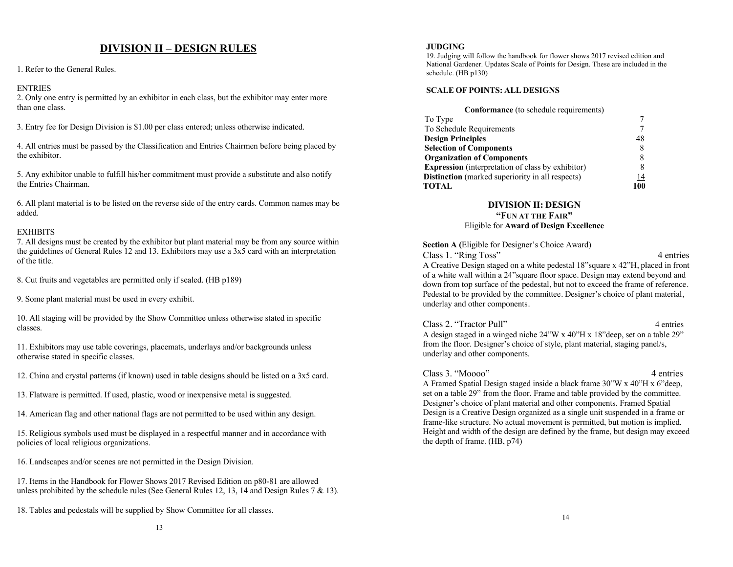# DIVISION II – DESIGN RULES

1. Refer to the General Rules.

ENTRIES

2. Only one entry is permitted by an exhibitor in each class, but the exhibitor may enter more than one class.

3. Entry fee for Design Division is $1.00 per class entered; unless otherwise indicated.

4. All entries must be passed by the Classification and Entries Chairmen before being placed by the exhibitor.

5. Any exhibitor unable to fulfill his/her commitment must provide a substitute and also notify the Entries Chairman.

6. All plant material is to be listed on the reverse side of the entry cards. Common names may be added.

EXHIBITS

7. All designs must be created by the exhibitor but plant material may be from any source within the guidelines of General Rules 12 and 13. Exhibitors may use a 3x5 card with an interpretation of the title.

8. Cut fruits and vegetables are permitted only if sealed. (HB p189)

9. Some plant material must be used in every exhibit.

10. All staging will be provided by the Show Committee unless otherwise stated in specific classes.

11. Exhibitors may use table coverings, placemats, underlays and/or backgrounds unless otherwise stated in specific classes.

12. China and crystal patterns (if known) used in table designs should be listed on a 3x5 card.

13. Flatware is permitted. If used, plastic, wood or inexpensive metal is suggested.

14. American flag and other national flags are not permitted to be used within any design.

15. Religious symbols used must be displayed in a respectful manner and in accordance with policies of local religious organizations.

16. Landscapes and/or scenes are not permitted in the Design Division.

17. Items in the Handbook for Flower Shows 2017 Revised Edition on p80-81 are allowed unless prohibited by the schedule rules (See General Rules 12, 13, 14 and Design Rules 7 & 13).

18. Tables and pedestals will be supplied by Show Committee for all classes.

**JUDGING**

19. Judging will follow the handbook for flower shows 2017 revised edition and National Gardener. Updates Scale of Points for Design. These are included in the schedule. (HB p130)

**SCALE OF POINTS: ALL DESIGNS**

| **Conformance** (to schedule requirements) | |
|---|---|
| To Type | 7 |
| To Schedule Requirements | 7 |
| **Design Principles** | 48 |
| **Selection of Components** | 8 |
| **Organization of Components** | 8 |
| **Expression** (interpretation of class by exhibitor) | 8 |
| **Distinction** (marked superiority in all respects) | 14 |
| **TOTAL** | **100** |

## DIVISION II: DESIGN

### "FUN AT THE FAIR"

Eligible for **Award of Design Excellence**

**Section A (**Eligible for Designer's Choice Award)

Class 1. "Ring Toss" — 4 entries

A Creative Design staged on a white pedestal 18"square x 42"H, placed in front of a white wall within a 24"square floor space. Design may extend beyond and down from top surface of the pedestal, but not to exceed the frame of reference. Pedestal to be provided by the committee. Designer's choice of plant material, underlay and other components.

Class 2. "Tractor Pull" — 4 entries

A design staged in a winged niche 24"W x 40"H x 18"deep, set on a table 29" from the floor. Designer's choice of style, plant material, staging panel/s, underlay and other components.

Class 3. "Moooo" — 4 entries

A Framed Spatial Design staged inside a black frame 30"W x 40"H x 6"deep, set on a table 29" from the floor. Frame and table provided by the committee. Designer's choice of plant material and other components. Framed Spatial Design is a Creative Design organized as a single unit suspended in a frame or frame-like structure. No actual movement is permitted, but motion is implied. Height and width of the design are defined by the frame, but design may exceed the depth of frame. (HB, p74)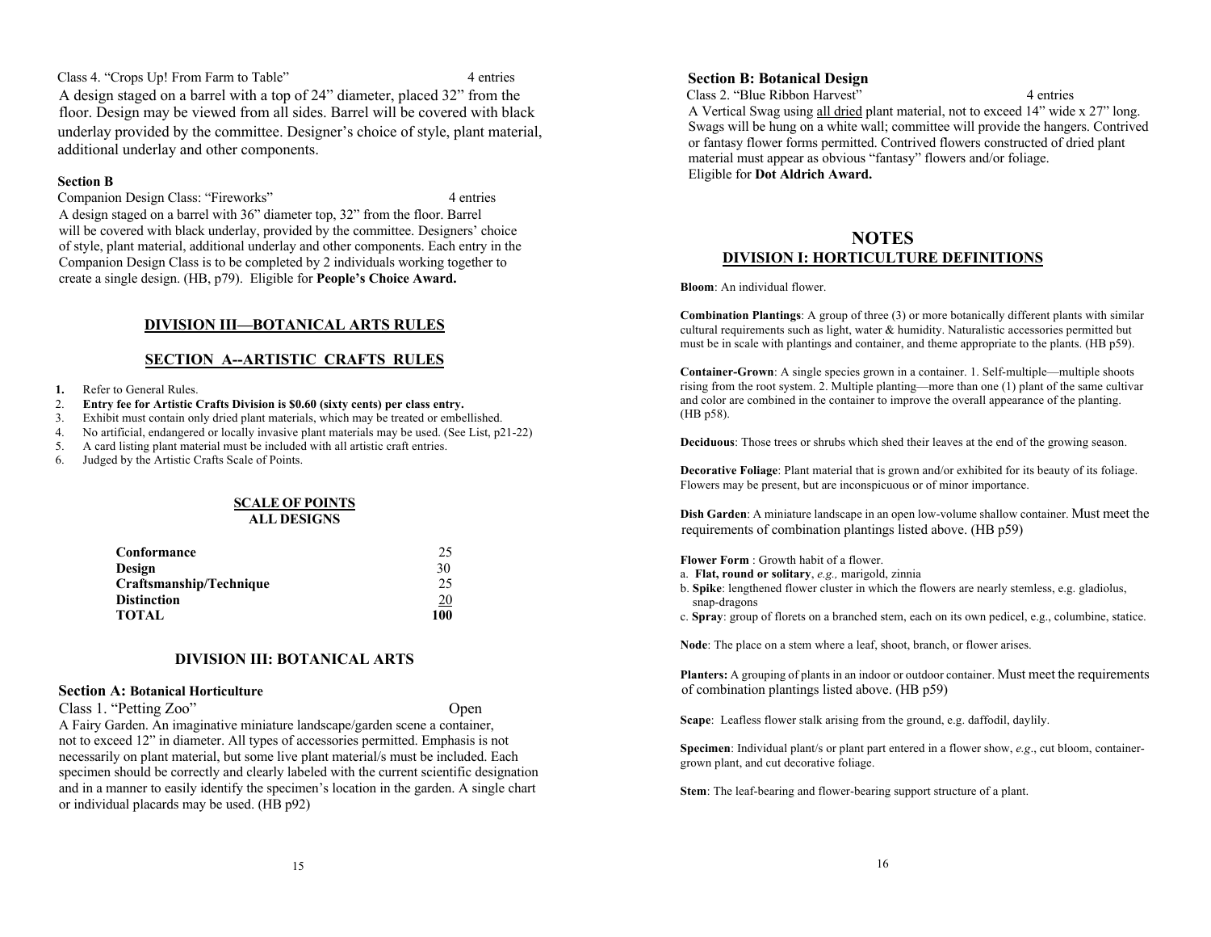Class 4. "Crops Up! From Farm to Table" 4 entries

A design staged on a barrel with a top of 24" diameter, placed 32" from the floor. Design may be viewed from all sides. Barrel will be covered with black underlay provided by the committee. Designer's choice of style, plant material, additional underlay and other components.

**Section B**

Companion Design Class: "Fireworks" 4 entries

A design staged on a barrel with 36" diameter top, 32" from the floor. Barrel will be covered with black underlay, provided by the committee. Designers' choice of style, plant material, additional underlay and other components. Each entry in the Companion Design Class is to be completed by 2 individuals working together to create a single design. (HB, p79). Eligible for **People's Choice Award.**

## DIVISION III—BOTANICAL ARTS RULES

## SECTION A--ARTISTIC CRAFTS RULES

1. Refer to General Rules.
2. **Entry fee for Artistic Crafts Division is $0.60 (sixty cents) per class entry.**
3. Exhibit must contain only dried plant materials, which may be treated or embellished.
4. No artificial, endangered or locally invasive plant materials may be used. (See List, p21-22)
5. A card listing plant material must be included with all artistic craft entries.
6. Judged by the Artistic Crafts Scale of Points.

### SCALE OF POINTS
### ALL DESIGNS

| | |
|---|---|
| **Conformance** | 25 |
| **Design** | 30 |
| **Craftsmanship/Technique** | 25 |
| **Distinction** | 20 |
| **TOTAL** | **100** |

## DIVISION III: BOTANICAL ARTS

### Section A: Botanical Horticulture

Class 1. "Petting Zoo" Open

A Fairy Garden. An imaginative miniature landscape/garden scene a container, not to exceed 12" in diameter. All types of accessories permitted. Emphasis is not necessarily on plant material, but some live plant material/s must be included. Each specimen should be correctly and clearly labeled with the current scientific designation and in a manner to easily identify the specimen's location in the garden. A single chart or individual placards may be used. (HB p92)

### Section B: Botanical Design

Class 2. "Blue Ribbon Harvest" 4 entries

A Vertical Swag using <u>all dried</u> plant material, not to exceed 14" wide x 27" long. Swags will be hung on a white wall; committee will provide the hangers. Contrived or fantasy flower forms permitted. Contrived flowers constructed of dried plant material must appear as obvious "fantasy" flowers and/or foliage.
Eligible for **Dot Aldrich Award.**

## NOTES
## DIVISION I: HORTICULTURE DEFINITIONS

**Bloom**: An individual flower.

**Combination Plantings**: A group of three (3) or more botanically different plants with similar cultural requirements such as light, water & humidity. Naturalistic accessories permitted but must be in scale with plantings and container, and theme appropriate to the plants. (HB p59).

**Container-Grown**: A single species grown in a container. 1. Self-multiple—multiple shoots rising from the root system. 2. Multiple planting—more than one (1) plant of the same cultivar and color are combined in the container to improve the overall appearance of the planting. (HB p58).

**Deciduous**: Those trees or shrubs which shed their leaves at the end of the growing season.

**Decorative Foliage**: Plant material that is grown and/or exhibited for its beauty of its foliage. Flowers may be present, but are inconspicuous or of minor importance.

**Dish Garden**: A miniature landscape in an open low-volume shallow container. Must meet the requirements of combination plantings listed above. (HB p59)

**Flower Form** : Growth habit of a flower.

a. **Flat, round or solitary**, *e.g.,* marigold, zinnia
b. **Spike**: lengthened flower cluster in which the flowers are nearly stemless, e.g. gladiolus, snap-dragons
c. **Spray**: group of florets on a branched stem, each on its own pedicel, e.g., columbine, statice.

**Node**: The place on a stem where a leaf, shoot, branch, or flower arises.

**Planters:** A grouping of plants in an indoor or outdoor container. Must meet the requirements of combination plantings listed above. (HB p59)

**Scape**: Leafless flower stalk arising from the ground, e.g. daffodil, daylily.

**Specimen**: Individual plant/s or plant part entered in a flower show, *e.g*., cut bloom, container-grown plant, and cut decorative foliage.

**Stem**: The leaf-bearing and flower-bearing support structure of a plant.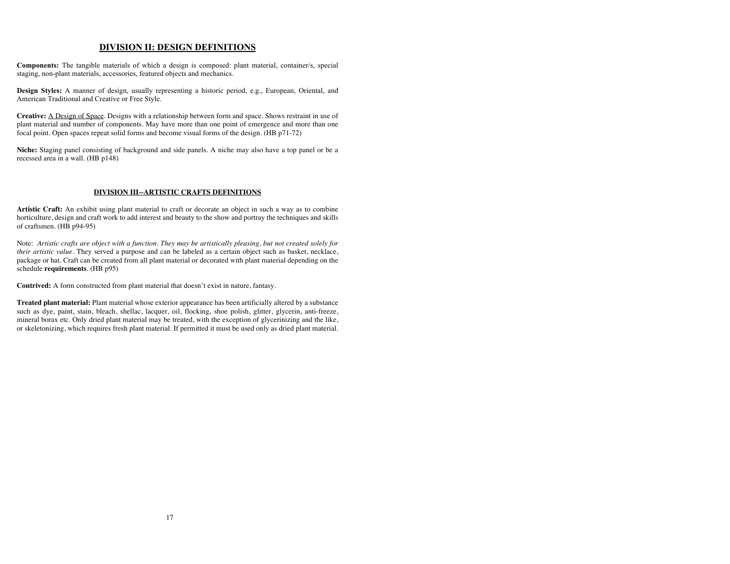## DIVISION II: DESIGN DEFINITIONS

**Components:** The tangible materials of which a design is composed: plant material, container/s, special staging, non-plant materials, accessories, featured objects and mechanics.

**Design Styles:** A manner of design, usually representing a historic period, e.g., European, Oriental, and American Traditional and Creative or Free Style.

**Creative:** A Design of Space. Designs with a relationship between form and space. Shows restraint in use of plant material and number of components. May have more than one point of emergence and more than one focal point. Open spaces repeat solid forms and become visual forms of the design. (HB p71-72)

**Niche:** Staging panel consisting of background and side panels. A niche may also have a top panel or be a recessed area in a wall. (HB p148)

### DIVISION III--ARTISTIC CRAFTS DEFINITIONS

**Artistic Craft:** An exhibit using plant material to craft or decorate an object in such a way as to combine horticulture, design and craft work to add interest and beauty to the show and portray the techniques and skills of craftsmen. (HB p94-95)

Note: *Artistic crafts are object with a function. They may be artistically pleasing, but not created solely for their artistic value*. They served a purpose and can be labeled as a certain object such as basket, necklace, package or hat. Craft can be created from all plant material or decorated with plant material depending on the schedule **requirements**. (HB p95)

**Contrived:** A form constructed from plant material that doesn't exist in nature, fantasy.

**Treated plant material:** Plant material whose exterior appearance has been artificially altered by a substance such as dye, paint, stain, bleach, shellac, lacquer, oil, flocking, shoe polish, glitter, glycerin, anti-freeze, mineral borax etc. Only dried plant material may be treated, with the exception of glycerinizing and the like, or skeletonizing, which requires fresh plant material. If permitted it must be used only as dried plant material.